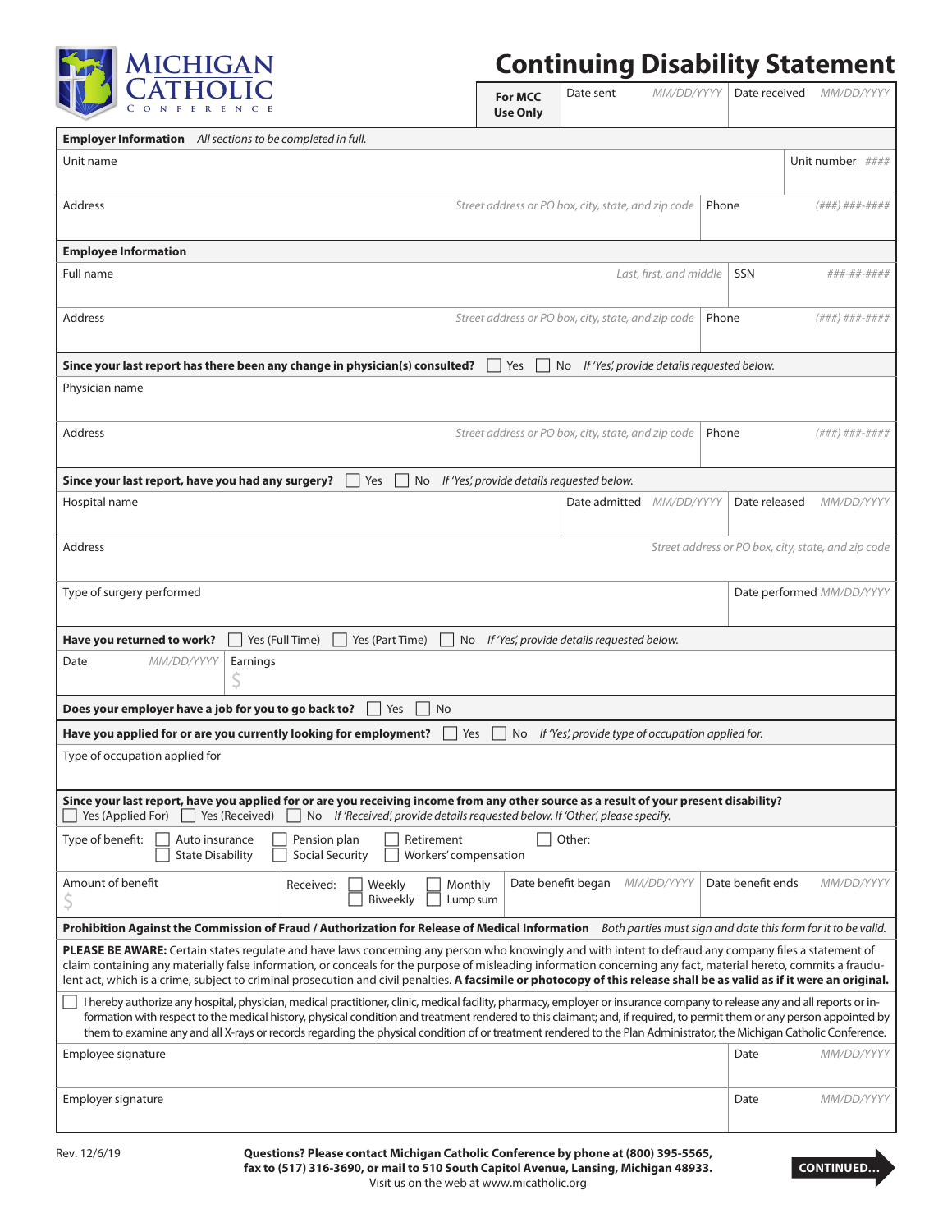MICHIGAN CATHOLIC CONFERENCE

# Continuing Disability Statement

| For MCC Use Only | Date sent MM/DD/YYYY | Date received MM/DD/YYYY |
|---|---|---|

**Employer Information** *All sections to be completed in full.*

| Unit name | | Unit number #### |
|---|---|---|
| Address | *Street address or PO box, city, state, and zip code* | Phone *(###) ###-####* |

**Employee Information**

| Full name | *Last, first, and middle* | SSN *###-##-####* |
|---|---|---|
| Address | *Street address or PO box, city, state, and zip code* | Phone *(###) ###-####* |

**Since your last report has there been any change in physician(s) consulted?** ☐ Yes ☐ No *If 'Yes', provide details requested below.*

| Physician name | | |
|---|---|---|
| Address | *Street address or PO box, city, state, and zip code* | Phone *(###) ###-####* |

**Since your last report, have you had any surgery?** ☐ Yes ☐ No *If 'Yes', provide details requested below.*

| Hospital name | Date admitted *MM/DD/YYYY* | Date released *MM/DD/YYYY* |
|---|---|---|
| Address | *Street address or PO box, city, state, and zip code* | |
| Type of surgery performed | | Date performed *MM/DD/YYYY* |

**Have you returned to work?** ☐ Yes (Full Time) ☐ Yes (Part Time) ☐ No *If 'Yes', provide details requested below.*

| Date *MM/DD/YYYY* | Earnings $ |
|---|---|

**Does your employer have a job for you to go back to?** ☐ Yes ☐ No

**Have you applied for or are you currently looking for employment?** ☐ Yes ☐ No *If 'Yes', provide type of occupation applied for.*

Type of occupation applied for

**Since your last report, have you applied for or are you receiving income from any other source as a result of your present disability?**
☐ Yes (Applied For) ☐ Yes (Received) ☐ No *If 'Received', provide details requested below. If 'Other', please specify.*

Type of benefit: ☐ Auto insurance ☐ State Disability ☐ Pension plan ☐ Social Security ☐ Retirement ☐ Workers' compensation ☐ Other:

| Amount of benefit $ | Received: ☐ Weekly ☐ Biweekly ☐ Monthly ☐ Lump sum | Date benefit began *MM/DD/YYYY* | Date benefit ends *MM/DD/YYYY* |
|---|---|---|---|

**Prohibition Against the Commission of Fraud / Authorization for Release of Medical Information** *Both parties must sign and date this form for it to be valid.*

**PLEASE BE AWARE:** Certain states regulate and have laws concerning any person who knowingly and with intent to defraud any company files a statement of claim containing any materially false information, or conceals for the purpose of misleading information concerning any fact, material hereto, commits a fraudulent act, which is a crime, subject to criminal prosecution and civil penalties. **A facsimile or photocopy of this release shall be as valid as if it were an original.**

☐ I hereby authorize any hospital, physician, medical practitioner, clinic, medical facility, pharmacy, employer or insurance company to release any and all reports or information with respect to the medical history, physical condition and treatment rendered to this claimant; and, if required, to permit them or any person appointed by them to examine any and all X-rays or records regarding the physical condition of or treatment rendered to the Plan Administrator, the Michigan Catholic Conference.

| Employee signature | Date *MM/DD/YYYY* |
|---|---|
| Employer signature | Date *MM/DD/YYYY* |

Rev. 12/6/19

**Questions? Please contact Michigan Catholic Conference by phone at (800) 395-5565, fax to (517) 316-3690, or mail to 510 South Capitol Avenue, Lansing, Michigan 48933.**
Visit us on the web at www.micatholic.org

**CONTINUED...**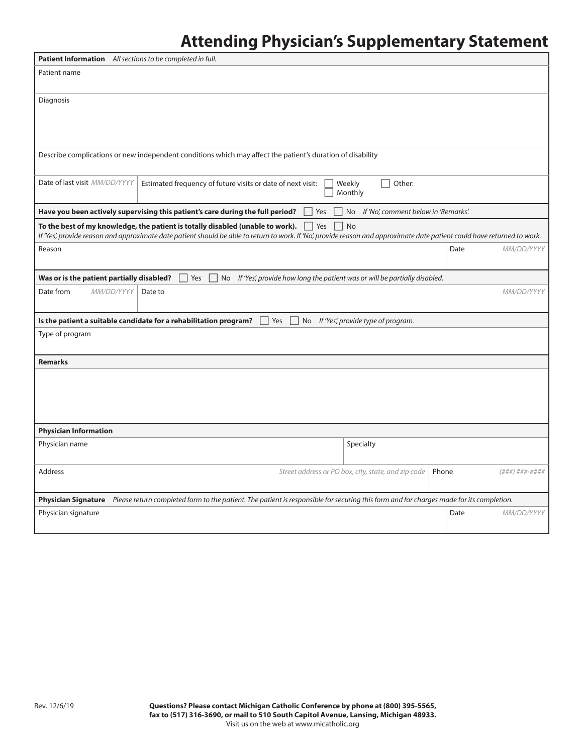# Attending Physician's Supplementary Statement

**Patient Information** *All sections to be completed in full.*

Patient name

Diagnosis

Describe complications or new independent conditions which may affect the patient's duration of disability

| Date of last visit *MM/DD/YYYY* | Estimated frequency of future visits or date of next visit: ☐ Weekly ☐ Monthly ☐ Other: |
|---|---|

**Have you been actively supervising this patient's care during the full period?** ☐ Yes ☐ No *If 'No', comment below in 'Remarks'.*

**To the best of my knowledge, the patient is totally disabled (unable to work).** ☐ Yes ☐ No
*If 'Yes', provide reason and approximate date patient should be able to return to work. If 'No', provide reason and approximate date patient could have returned to work.*

| Reason | Date *MM/DD/YYYY* |
|---|---|

**Was or is the patient partially disabled?** ☐ Yes ☐ No *If 'Yes', provide how long the patient was or will be partially disabled.*

| Date from *MM/DD/YYYY* | Date to *MM/DD/YYYY* |
|---|---|

**Is the patient a suitable candidate for a rehabilitation program?** ☐ Yes ☐ No *If 'Yes', provide type of program.*

Type of program

**Remarks**

**Physician Information**

| Physician name | Specialty |
|---|---|

| Address *Street address or PO box, city, state, and zip code* | Phone *(###) ###-####* |
|---|---|

**Physician Signature** *Please return completed form to the patient. The patient is responsible for securing this form and for charges made for its completion.*

| Physician signature | Date *MM/DD/YYYY* |
|---|---|

Rev. 12/6/19

**Questions? Please contact Michigan Catholic Conference by phone at (800) 395-5565, fax to (517) 316-3690, or mail to 510 South Capitol Avenue, Lansing, Michigan 48933.**
Visit us on the web at www.micatholic.org